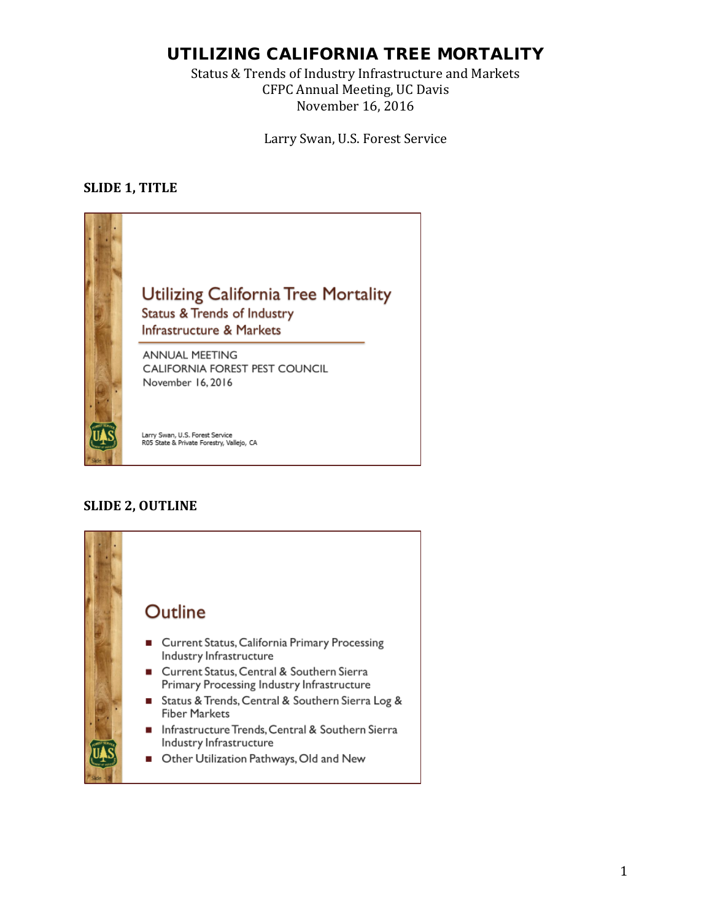# UTILIZING CALIFORNIA TREE MORTALITY

Status & Trends of Industry Infrastructure and Markets
CFPC Annual Meeting, UC Davis
November 16, 2016

Larry Swan, U.S. Forest Service

**SLIDE 1, TITLE**

Utilizing California Tree Mortality
Status & Trends of Industry Infrastructure & Markets

ANNUAL MEETING
CALIFORNIA FOREST PEST COUNCIL
November 16, 2016

Larry Swan, U.S. Forest Service
R05 State & Private Forestry, Vallejo, CA

**SLIDE 2, OUTLINE**

Outline

- Current Status, California Primary Processing Industry Infrastructure
- Current Status, Central & Southern Sierra Primary Processing Industry Infrastructure
- Status & Trends, Central & Southern Sierra Log & Fiber Markets
- Infrastructure Trends, Central & Southern Sierra Industry Infrastructure
- Other Utilization Pathways, Old and New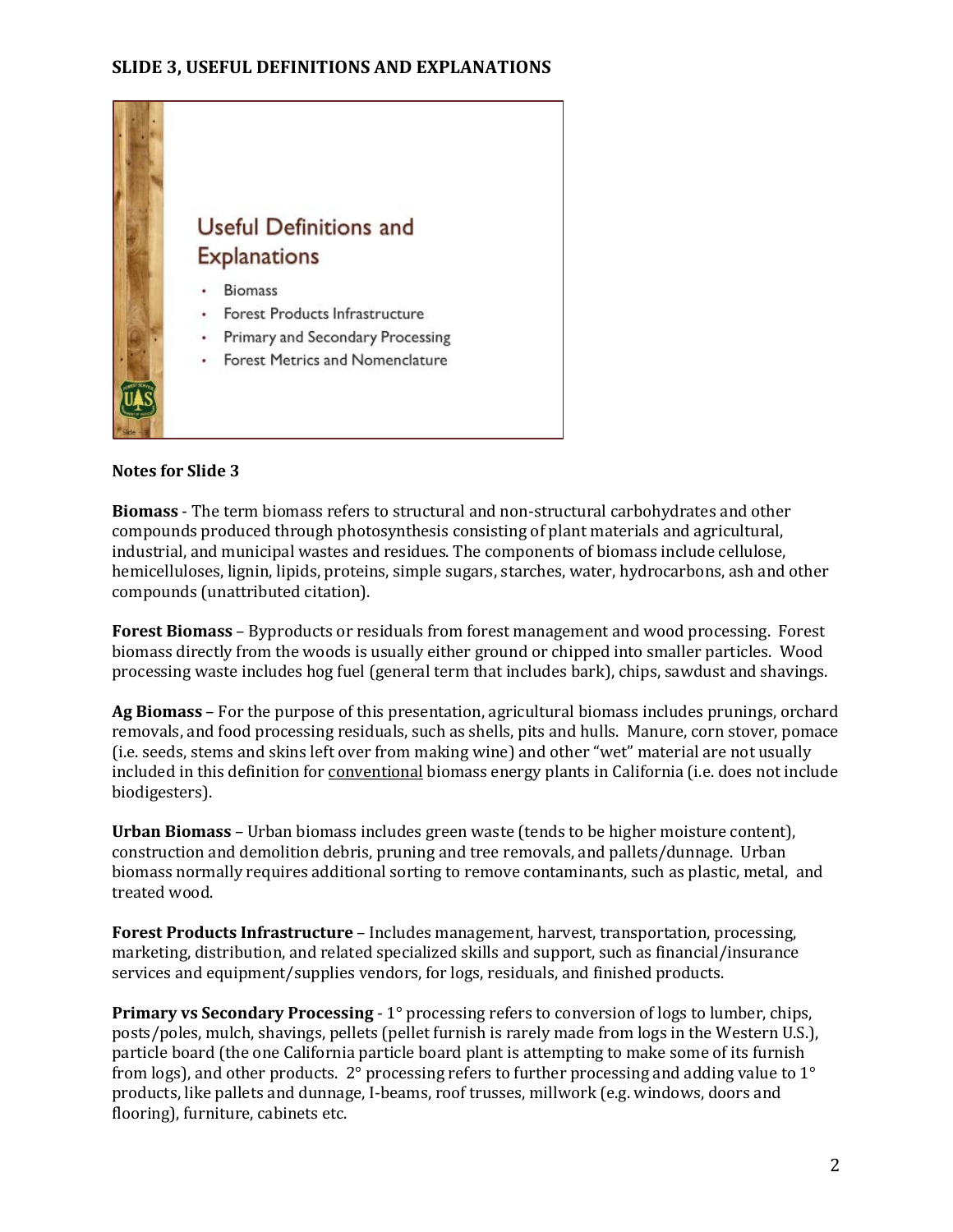## SLIDE 3, USEFUL DEFINITIONS AND EXPLANATIONS

Useful Definitions and Explanations

- Biomass
- Forest Products Infrastructure
- Primary and Secondary Processing
- Forest Metrics and Nomenclature

**Notes for Slide 3**

**Biomass** - The term biomass refers to structural and non-structural carbohydrates and other compounds produced through photosynthesis consisting of plant materials and agricultural, industrial, and municipal wastes and residues. The components of biomass include cellulose, hemicelluloses, lignin, lipids, proteins, simple sugars, starches, water, hydrocarbons, ash and other compounds (unattributed citation).

**Forest Biomass** – Byproducts or residuals from forest management and wood processing. Forest biomass directly from the woods is usually either ground or chipped into smaller particles. Wood processing waste includes hog fuel (general term that includes bark), chips, sawdust and shavings.

**Ag Biomass** – For the purpose of this presentation, agricultural biomass includes prunings, orchard removals, and food processing residuals, such as shells, pits and hulls. Manure, corn stover, pomace (i.e. seeds, stems and skins left over from making wine) and other "wet" material are not usually included in this definition for conventional biomass energy plants in California (i.e. does not include biodigesters).

**Urban Biomass** – Urban biomass includes green waste (tends to be higher moisture content), construction and demolition debris, pruning and tree removals, and pallets/dunnage. Urban biomass normally requires additional sorting to remove contaminants, such as plastic, metal, and treated wood.

**Forest Products Infrastructure** – Includes management, harvest, transportation, processing, marketing, distribution, and related specialized skills and support, such as financial/insurance services and equipment/supplies vendors, for logs, residuals, and finished products.

**Primary vs Secondary Processing** - 1° processing refers to conversion of logs to lumber, chips, posts/poles, mulch, shavings, pellets (pellet furnish is rarely made from logs in the Western U.S.), particle board (the one California particle board plant is attempting to make some of its furnish from logs), and other products. 2° processing refers to further processing and adding value to 1° products, like pallets and dunnage, I-beams, roof trusses, millwork (e.g. windows, doors and flooring), furniture, cabinets etc.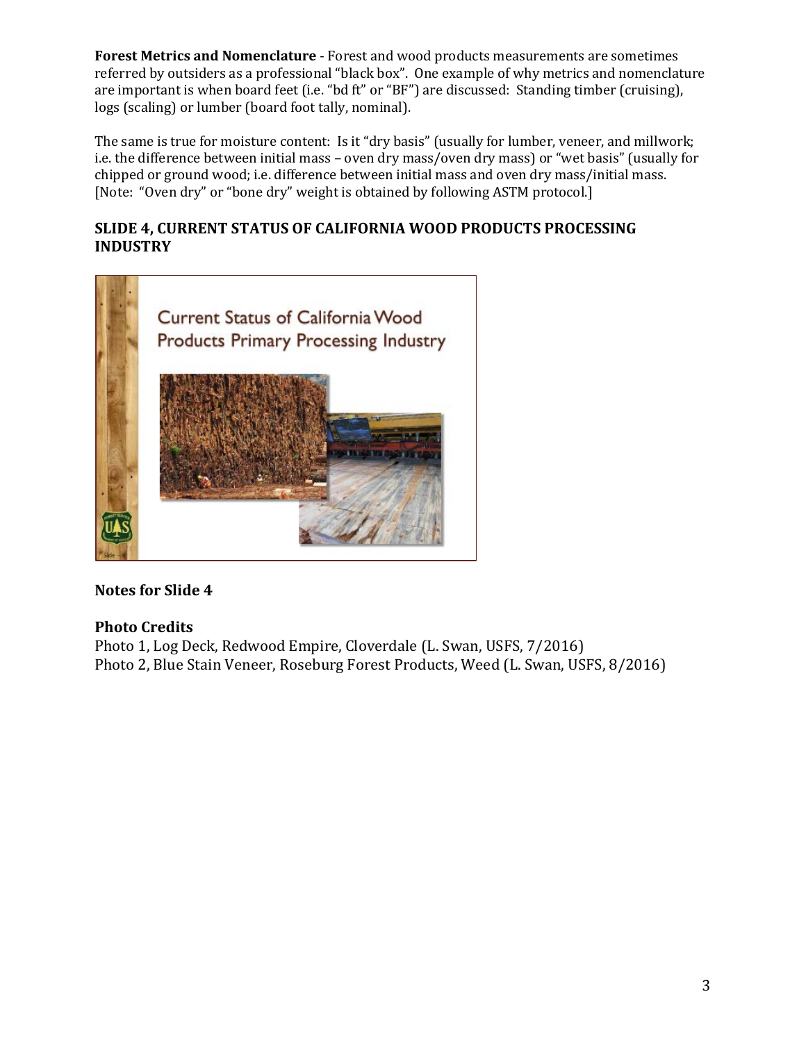**Forest Metrics and Nomenclature** - Forest and wood products measurements are sometimes referred by outsiders as a professional "black box". One example of why metrics and nomenclature are important is when board feet (i.e. "bd ft" or "BF") are discussed: Standing timber (cruising), logs (scaling) or lumber (board foot tally, nominal).

The same is true for moisture content: Is it "dry basis" (usually for lumber, veneer, and millwork; i.e. the difference between initial mass – oven dry mass/oven dry mass) or "wet basis" (usually for chipped or ground wood; i.e. difference between initial mass and oven dry mass/initial mass. [Note: "Oven dry" or "bone dry" weight is obtained by following ASTM protocol.]

## SLIDE 4, CURRENT STATUS OF CALIFORNIA WOOD PRODUCTS PROCESSING INDUSTRY

### Notes for Slide 4

### Photo Credits

Photo 1, Log Deck, Redwood Empire, Cloverdale (L. Swan, USFS, 7/2016)
Photo 2, Blue Stain Veneer, Roseburg Forest Products, Weed (L. Swan, USFS, 8/2016)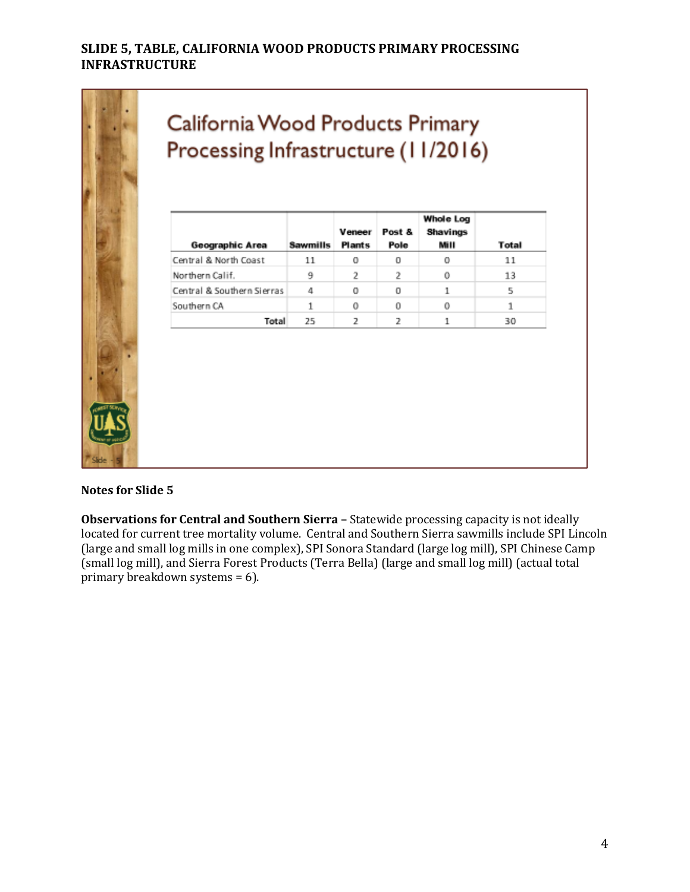**SLIDE 5, TABLE, CALIFORNIA WOOD PRODUCTS PRIMARY PROCESSING INFRASTRUCTURE**

## California Wood Products Primary Processing Infrastructure (11/2016)

| Geographic Area | Sawmills | Veneer Plants | Post & Pole | Whole Log Shavings Mill | Total |
|---|---|---|---|---|---|
| Central & North Coast | 11 | 0 | 0 | 0 | 11 |
| Northern Calif. | 9 | 2 | 2 | 0 | 13 |
| Central & Southern Sierras | 4 | 0 | 0 | 1 | 5 |
| Southern CA | 1 | 0 | 0 | 0 | 1 |
| Total | 25 | 2 | 2 | 1 | 30 |

**Notes for Slide 5**

**Observations for Central and Southern Sierra –** Statewide processing capacity is not ideally located for current tree mortality volume. Central and Southern Sierra sawmills include SPI Lincoln (large and small log mills in one complex), SPI Sonora Standard (large log mill), SPI Chinese Camp (small log mill), and Sierra Forest Products (Terra Bella) (large and small log mill) (actual total primary breakdown systems = 6).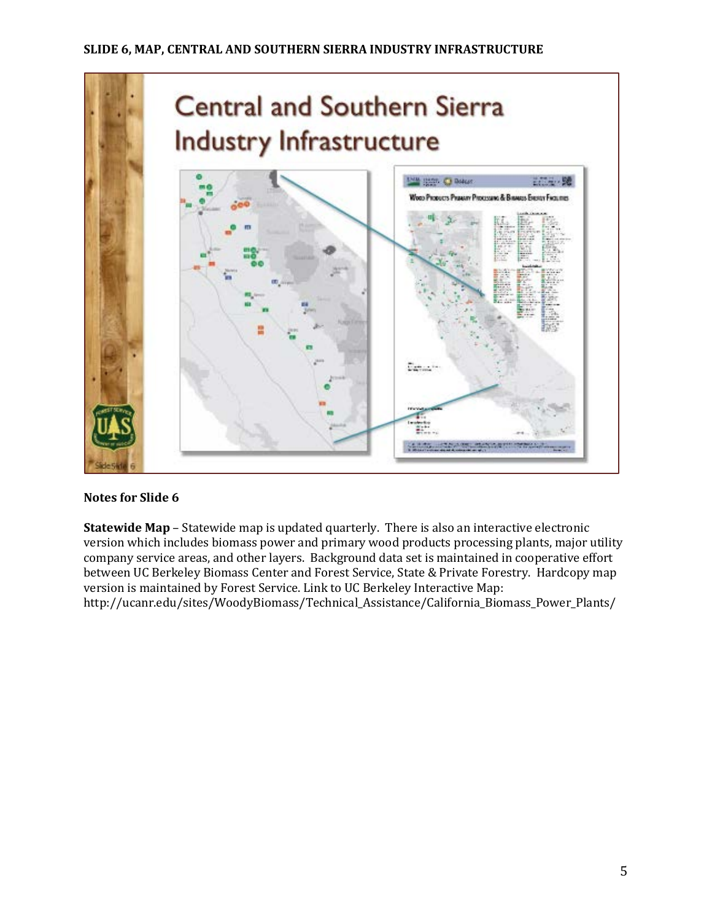**SLIDE 6, MAP, CENTRAL AND SOUTHERN SIERRA INDUSTRY INFRASTRUCTURE**

**Notes for Slide 6**

**Statewide Map** – Statewide map is updated quarterly. There is also an interactive electronic version which includes biomass power and primary wood products processing plants, major utility company service areas, and other layers. Background data set is maintained in cooperative effort between UC Berkeley Biomass Center and Forest Service, State & Private Forestry. Hardcopy map version is maintained by Forest Service. Link to UC Berkeley Interactive Map: http://ucanr.edu/sites/WoodyBiomass/Technical_Assistance/California_Biomass_Power_Plants/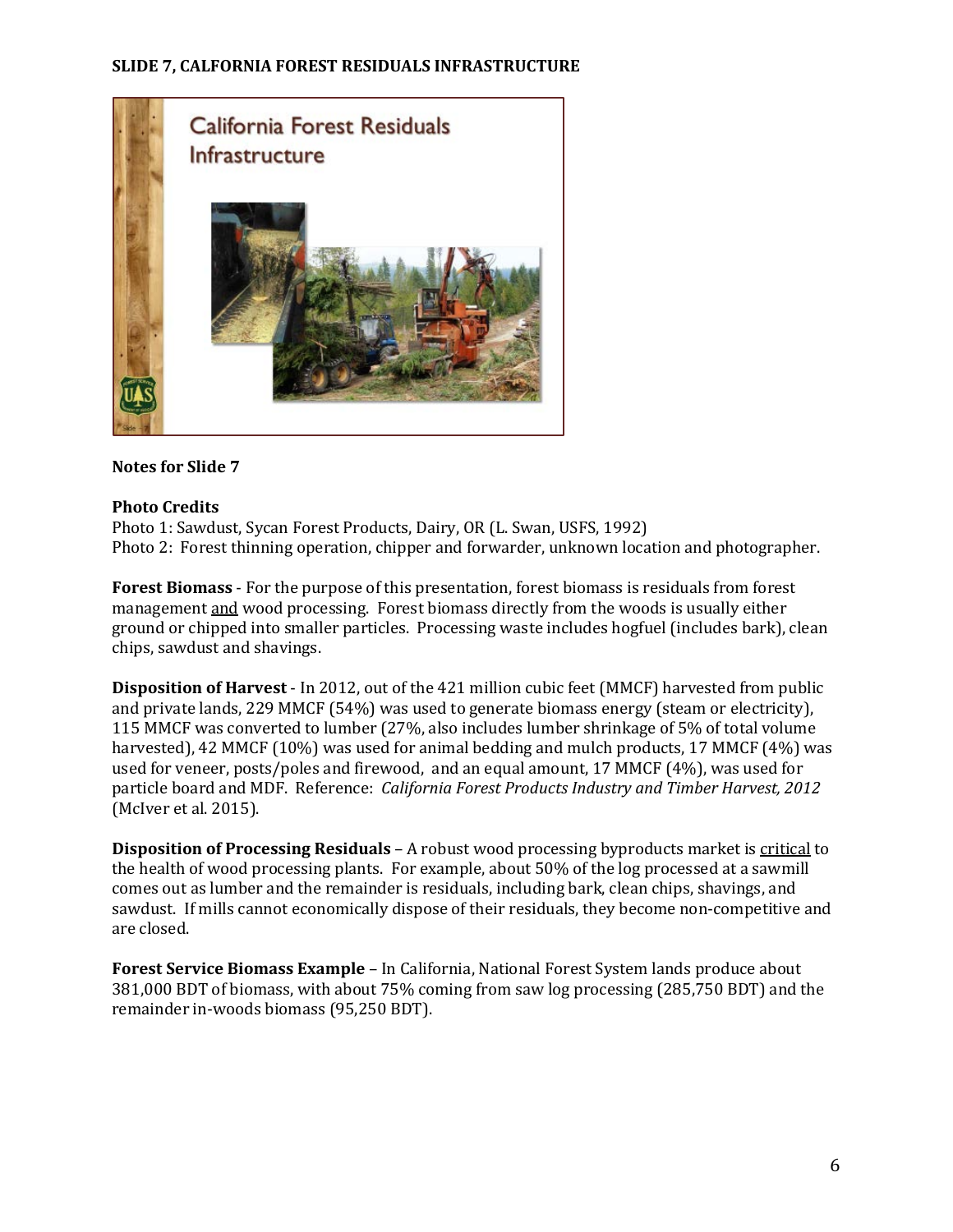**SLIDE 7, CALFORNIA FOREST RESIDUALS INFRASTRUCTURE**

California Forest Residuals Infrastructure

**Notes for Slide 7**

**Photo Credits**
Photo 1: Sawdust, Sycan Forest Products, Dairy, OR (L. Swan, USFS, 1992)
Photo 2: Forest thinning operation, chipper and forwarder, unknown location and photographer.

**Forest Biomass** - For the purpose of this presentation, forest biomass is residuals from forest management and wood processing. Forest biomass directly from the woods is usually either ground or chipped into smaller particles. Processing waste includes hogfuel (includes bark), clean chips, sawdust and shavings.

**Disposition of Harvest** - In 2012, out of the 421 million cubic feet (MMCF) harvested from public and private lands, 229 MMCF (54%) was used to generate biomass energy (steam or electricity), 115 MMCF was converted to lumber (27%, also includes lumber shrinkage of 5% of total volume harvested), 42 MMCF (10%) was used for animal bedding and mulch products, 17 MMCF (4%) was used for veneer, posts/poles and firewood, and an equal amount, 17 MMCF (4%), was used for particle board and MDF. Reference: *California Forest Products Industry and Timber Harvest, 2012* (McIver et al. 2015).

**Disposition of Processing Residuals** – A robust wood processing byproducts market is critical to the health of wood processing plants. For example, about 50% of the log processed at a sawmill comes out as lumber and the remainder is residuals, including bark, clean chips, shavings, and sawdust. If mills cannot economically dispose of their residuals, they become non-competitive and are closed.

**Forest Service Biomass Example** – In California, National Forest System lands produce about 381,000 BDT of biomass, with about 75% coming from saw log processing (285,750 BDT) and the remainder in-woods biomass (95,250 BDT).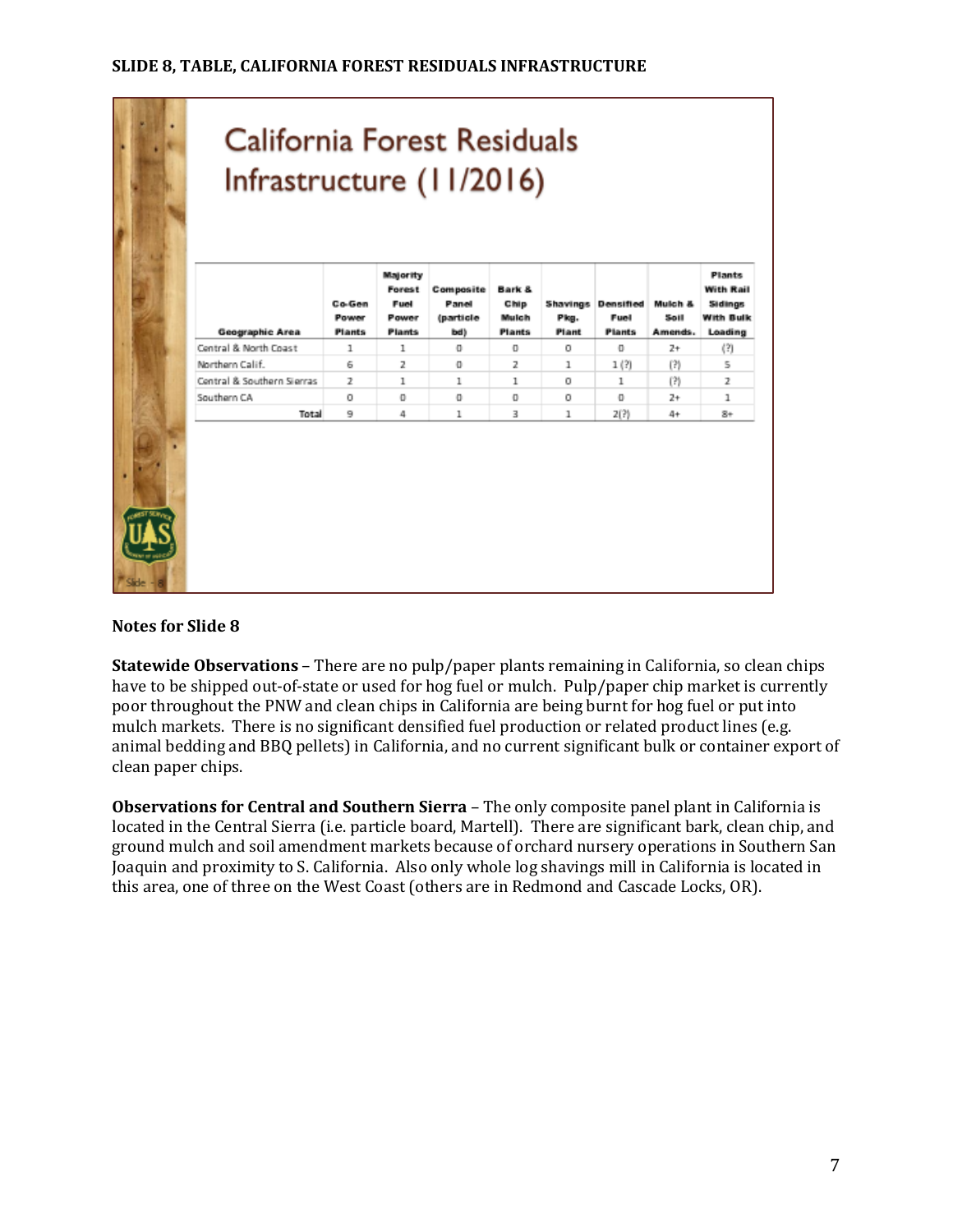**SLIDE 8, TABLE, CALIFORNIA FOREST RESIDUALS INFRASTRUCTURE**

# California Forest Residuals Infrastructure (11/2016)

| Geographic Area | Co-Gen Power Plants | Majority Forest Fuel Power Plants | Composite Panel (particle bd) | Bark & Chip Mulch Plants | Shavings Pkg. Plant | Densified Fuel Plants | Mulch & Soil Amends. | Plants With Rail Sidings With Bulk Loading |
|---|---|---|---|---|---|---|---|---|
| Central & North Coast | 1 | 1 | 0 | 0 | 0 | 0 | 2+ | (?) |
| Northern Calif. | 6 | 2 | 0 | 2 | 1 | 1 (?) | (?) | 5 |
| Central & Southern Sierras | 2 | 1 | 1 | 1 | 0 | 1 | (?) | 2 |
| Southern CA | 0 | 0 | 0 | 0 | 0 | 0 | 2+ | 1 |
| Total | 9 | 4 | 1 | 3 | 1 | 2(?) | 4+ | 8+ |

Slide - 8

**Notes for Slide 8**

**Statewide Observations** – There are no pulp/paper plants remaining in California, so clean chips have to be shipped out-of-state or used for hog fuel or mulch. Pulp/paper chip market is currently poor throughout the PNW and clean chips in California are being burnt for hog fuel or put into mulch markets. There is no significant densified fuel production or related product lines (e.g. animal bedding and BBQ pellets) in California, and no current significant bulk or container export of clean paper chips.

**Observations for Central and Southern Sierra** – The only composite panel plant in California is located in the Central Sierra (i.e. particle board, Martell). There are significant bark, clean chip, and ground mulch and soil amendment markets because of orchard nursery operations in Southern San Joaquin and proximity to S. California. Also only whole log shavings mill in California is located in this area, one of three on the West Coast (others are in Redmond and Cascade Locks, OR).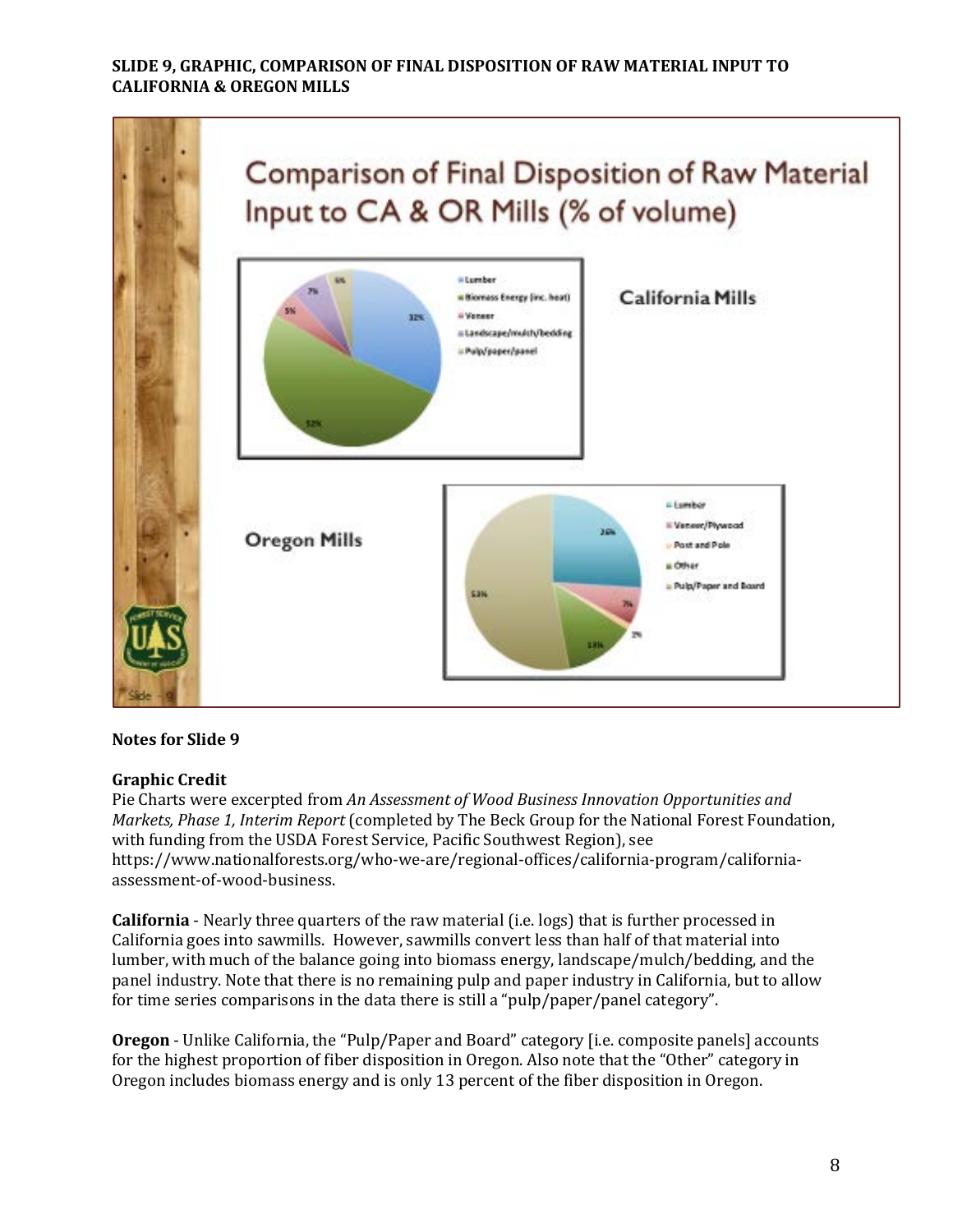**SLIDE 9, GRAPHIC, COMPARISON OF FINAL DISPOSITION OF RAW MATERIAL INPUT TO CALIFORNIA & OREGON MILLS**

Comparison of Final Disposition of Raw Material Input to CA & OR Mills (% of volume)

California Mills

| Category | % |
|---|---|
| Lumber | 32% |
| Biomass Energy (inc. heat) | 52% |
| Veneer | 5% |
| Landscape/mulch/bedding | 7% |
| Pulp/paper/panel | 5% |

Oregon Mills

| Category | % |
|---|---|
| Lumber | 26% |
| Veneer/Plywood | 7% |
| Post and Pole | 2% |
| Other | 13% |
| Pulp/Paper and Board | 53% |

**Notes for Slide 9**

**Graphic Credit**
Pie Charts were excerpted from *An Assessment of Wood Business Innovation Opportunities and Markets, Phase 1, Interim Report* (completed by The Beck Group for the National Forest Foundation, with funding from the USDA Forest Service, Pacific Southwest Region), see https://www.nationalforests.org/who-we-are/regional-offices/california-program/california-assessment-of-wood-business.

**California** - Nearly three quarters of the raw material (i.e. logs) that is further processed in California goes into sawmills. However, sawmills convert less than half of that material into lumber, with much of the balance going into biomass energy, landscape/mulch/bedding, and the panel industry. Note that there is no remaining pulp and paper industry in California, but to allow for time series comparisons in the data there is still a "pulp/paper/panel category".

**Oregon** - Unlike California, the "Pulp/Paper and Board" category [i.e. composite panels] accounts for the highest proportion of fiber disposition in Oregon. Also note that the "Other" category in Oregon includes biomass energy and is only 13 percent of the fiber disposition in Oregon.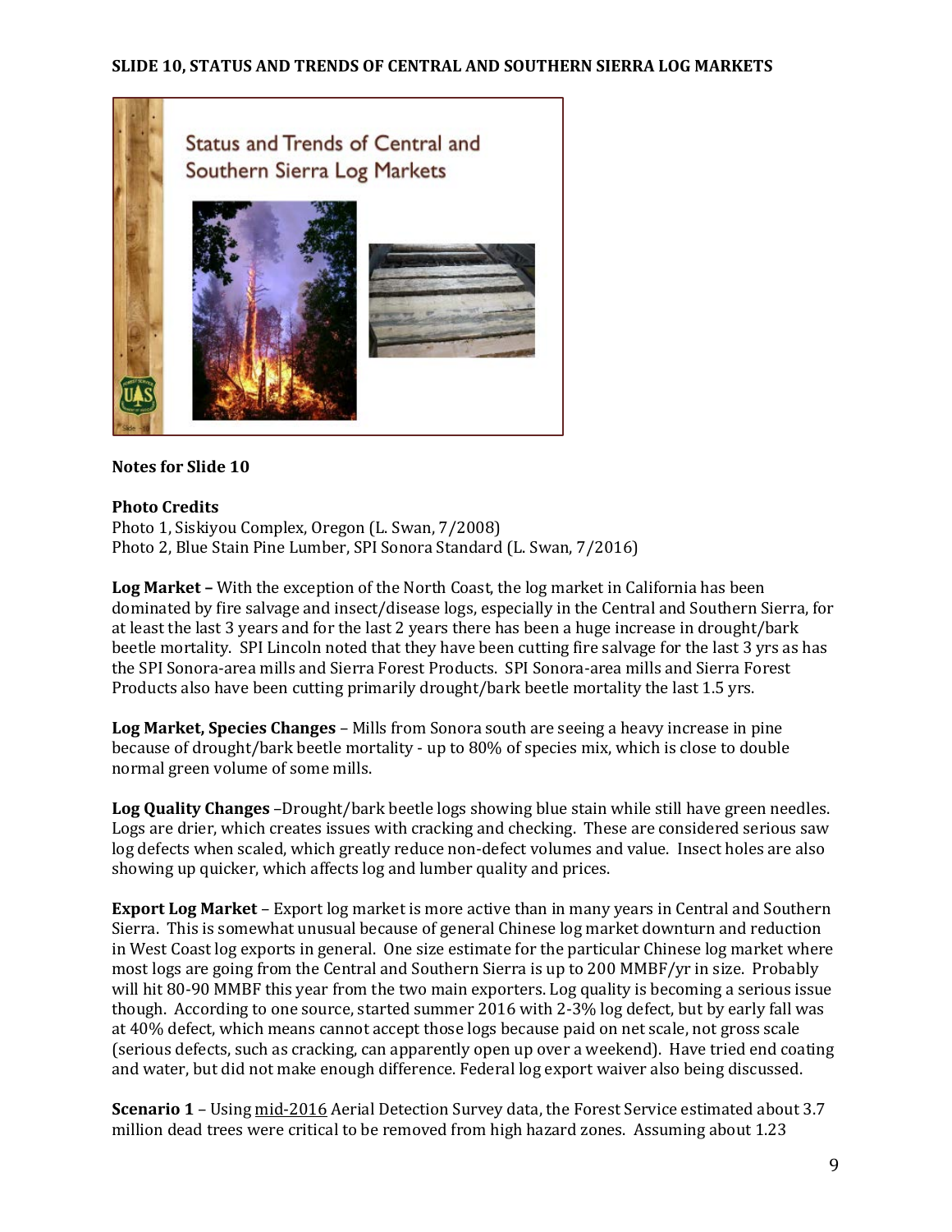**SLIDE 10, STATUS AND TRENDS OF CENTRAL AND SOUTHERN SIERRA LOG MARKETS**

Status and Trends of Central and Southern Sierra Log Markets

**Notes for Slide 10**

**Photo Credits**
Photo 1, Siskiyou Complex, Oregon (L. Swan, 7/2008)
Photo 2, Blue Stain Pine Lumber, SPI Sonora Standard (L. Swan, 7/2016)

**Log Market –** With the exception of the North Coast, the log market in California has been dominated by fire salvage and insect/disease logs, especially in the Central and Southern Sierra, for at least the last 3 years and for the last 2 years there has been a huge increase in drought/bark beetle mortality. SPI Lincoln noted that they have been cutting fire salvage for the last 3 yrs as has the SPI Sonora-area mills and Sierra Forest Products. SPI Sonora-area mills and Sierra Forest Products also have been cutting primarily drought/bark beetle mortality the last 1.5 yrs.

**Log Market, Species Changes** – Mills from Sonora south are seeing a heavy increase in pine because of drought/bark beetle mortality - up to 80% of species mix, which is close to double normal green volume of some mills.

**Log Quality Changes** –Drought/bark beetle logs showing blue stain while still have green needles. Logs are drier, which creates issues with cracking and checking. These are considered serious saw log defects when scaled, which greatly reduce non-defect volumes and value. Insect holes are also showing up quicker, which affects log and lumber quality and prices.

**Export Log Market** – Export log market is more active than in many years in Central and Southern Sierra. This is somewhat unusual because of general Chinese log market downturn and reduction in West Coast log exports in general. One size estimate for the particular Chinese log market where most logs are going from the Central and Southern Sierra is up to 200 MMBF/yr in size. Probably will hit 80-90 MMBF this year from the two main exporters. Log quality is becoming a serious issue though. According to one source, started summer 2016 with 2-3% log defect, but by early fall was at 40% defect, which means cannot accept those logs because paid on net scale, not gross scale (serious defects, such as cracking, can apparently open up over a weekend). Have tried end coating and water, but did not make enough difference. Federal log export waiver also being discussed.

**Scenario 1** – Using mid-2016 Aerial Detection Survey data, the Forest Service estimated about 3.7 million dead trees were critical to be removed from high hazard zones. Assuming about 1.23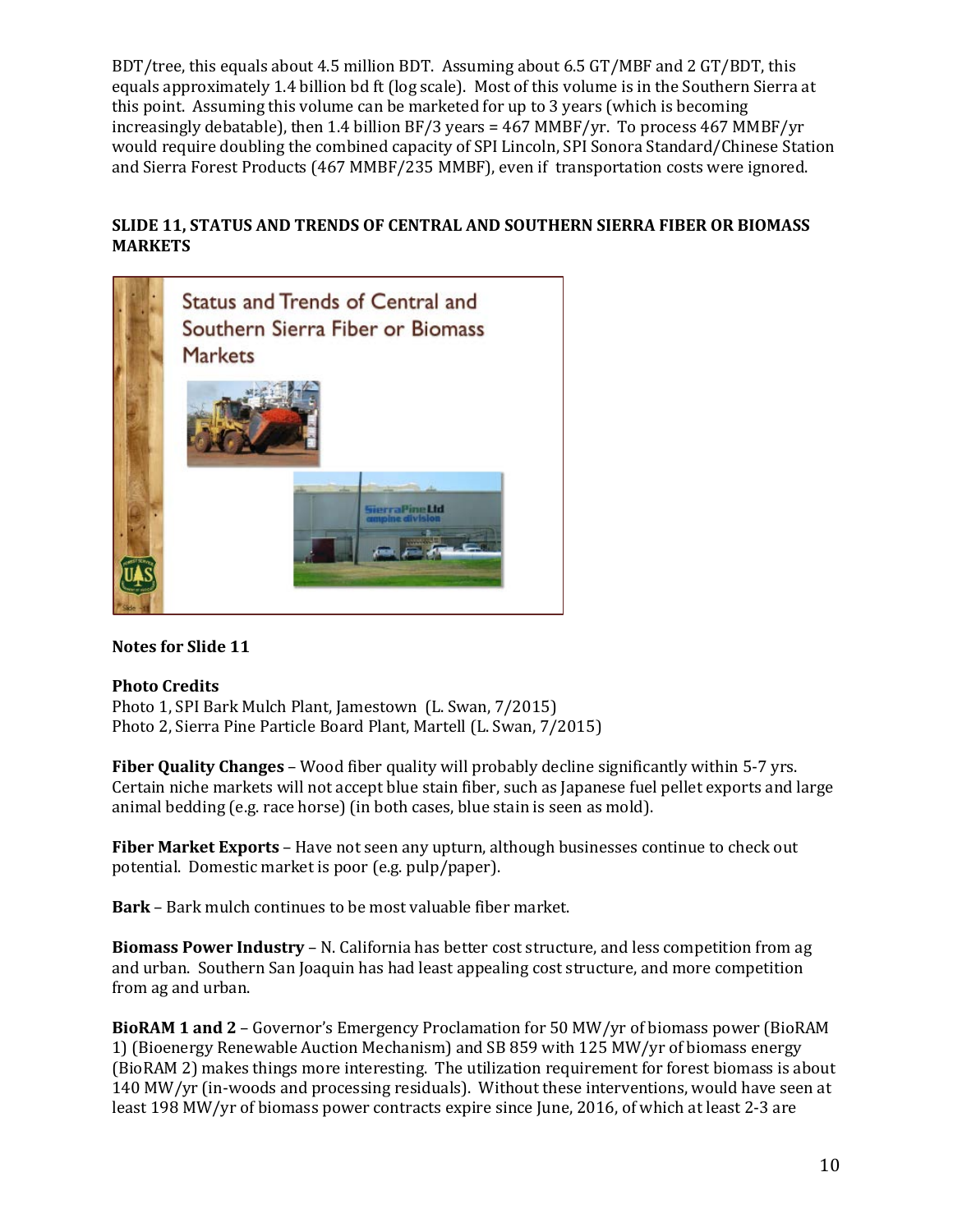BDT/tree, this equals about 4.5 million BDT. Assuming about 6.5 GT/MBF and 2 GT/BDT, this equals approximately 1.4 billion bd ft (log scale). Most of this volume is in the Southern Sierra at this point. Assuming this volume can be marketed for up to 3 years (which is becoming increasingly debatable), then 1.4 billion BF/3 years = 467 MMBF/yr. To process 467 MMBF/yr would require doubling the combined capacity of SPI Lincoln, SPI Sonora Standard/Chinese Station and Sierra Forest Products (467 MMBF/235 MMBF), even if transportation costs were ignored.

**SLIDE 11, STATUS AND TRENDS OF CENTRAL AND SOUTHERN SIERRA FIBER OR BIOMASS MARKETS**

**Notes for Slide 11**

**Photo Credits**
Photo 1, SPI Bark Mulch Plant, Jamestown (L. Swan, 7/2015)
Photo 2, Sierra Pine Particle Board Plant, Martell (L. Swan, 7/2015)

**Fiber Quality Changes** – Wood fiber quality will probably decline significantly within 5-7 yrs. Certain niche markets will not accept blue stain fiber, such as Japanese fuel pellet exports and large animal bedding (e.g. race horse) (in both cases, blue stain is seen as mold).

**Fiber Market Exports** – Have not seen any upturn, although businesses continue to check out potential. Domestic market is poor (e.g. pulp/paper).

**Bark** – Bark mulch continues to be most valuable fiber market.

**Biomass Power Industry** – N. California has better cost structure, and less competition from ag and urban. Southern San Joaquin has had least appealing cost structure, and more competition from ag and urban.

**BioRAM 1 and 2** – Governor's Emergency Proclamation for 50 MW/yr of biomass power (BioRAM 1) (Bioenergy Renewable Auction Mechanism) and SB 859 with 125 MW/yr of biomass energy (BioRAM 2) makes things more interesting. The utilization requirement for forest biomass is about 140 MW/yr (in-woods and processing residuals). Without these interventions, would have seen at least 198 MW/yr of biomass power contracts expire since June, 2016, of which at least 2-3 are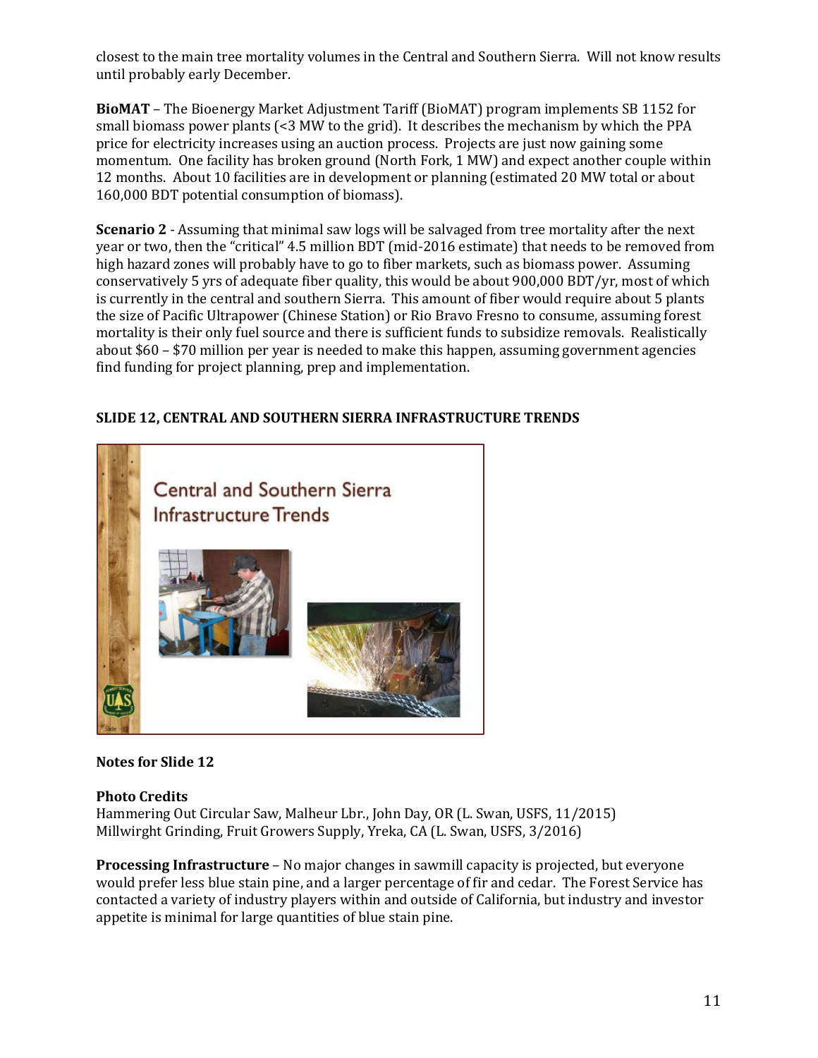closest to the main tree mortality volumes in the Central and Southern Sierra. Will not know results until probably early December.

**BioMAT** – The Bioenergy Market Adjustment Tariff (BioMAT) program implements SB 1152 for small biomass power plants (<3 MW to the grid). It describes the mechanism by which the PPA price for electricity increases using an auction process. Projects are just now gaining some momentum. One facility has broken ground (North Fork, 1 MW) and expect another couple within 12 months. About 10 facilities are in development or planning (estimated 20 MW total or about 160,000 BDT potential consumption of biomass).

**Scenario 2** - Assuming that minimal saw logs will be salvaged from tree mortality after the next year or two, then the "critical" 4.5 million BDT (mid-2016 estimate) that needs to be removed from high hazard zones will probably have to go to fiber markets, such as biomass power. Assuming conservatively 5 yrs of adequate fiber quality, this would be about 900,000 BDT/yr, most of which is currently in the central and southern Sierra. This amount of fiber would require about 5 plants the size of Pacific Ultrapower (Chinese Station) or Rio Bravo Fresno to consume, assuming forest mortality is their only fuel source and there is sufficient funds to subsidize removals. Realistically about $60 – $70 million per year is needed to make this happen, assuming government agencies find funding for project planning, prep and implementation.

### SLIDE 12, CENTRAL AND SOUTHERN SIERRA INFRASTRUCTURE TRENDS

Central and Southern Sierra Infrastructure Trends

**Notes for Slide 12**

**Photo Credits**
Hammering Out Circular Saw, Malheur Lbr., John Day, OR (L. Swan, USFS, 11/2015)
Millwright Grinding, Fruit Growers Supply, Yreka, CA (L. Swan, USFS, 3/2016)

**Processing Infrastructure** – No major changes in sawmill capacity is projected, but everyone would prefer less blue stain pine, and a larger percentage of fir and cedar. The Forest Service has contacted a variety of industry players within and outside of California, but industry and investor appetite is minimal for large quantities of blue stain pine.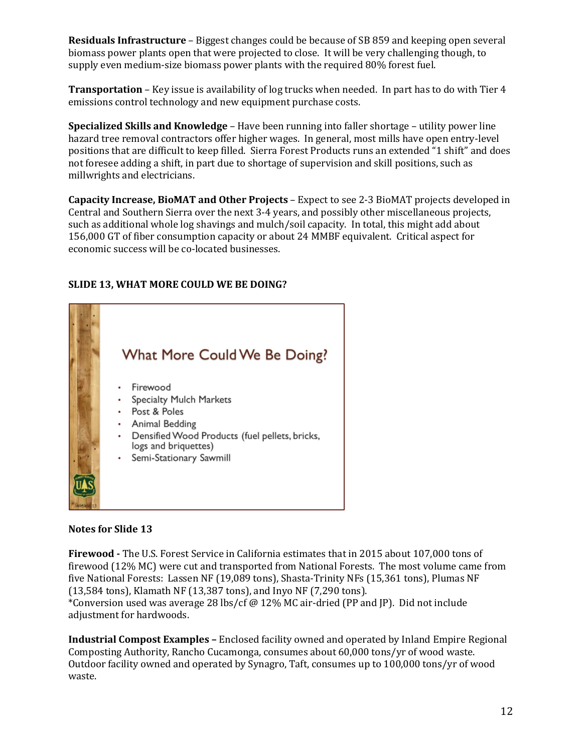**Residuals Infrastructure** – Biggest changes could be because of SB 859 and keeping open several biomass power plants open that were projected to close. It will be very challenging though, to supply even medium-size biomass power plants with the required 80% forest fuel.

**Transportation** – Key issue is availability of log trucks when needed. In part has to do with Tier 4 emissions control technology and new equipment purchase costs.

**Specialized Skills and Knowledge** – Have been running into faller shortage – utility power line hazard tree removal contractors offer higher wages. In general, most mills have open entry-level positions that are difficult to keep filled. Sierra Forest Products runs an extended "1 shift" and does not foresee adding a shift, in part due to shortage of supervision and skill positions, such as millwrights and electricians.

**Capacity Increase, BioMAT and Other Projects** – Expect to see 2-3 BioMAT projects developed in Central and Southern Sierra over the next 3-4 years, and possibly other miscellaneous projects, such as additional whole log shavings and mulch/soil capacity. In total, this might add about 156,000 GT of fiber consumption capacity or about 24 MMBF equivalent. Critical aspect for economic success will be co-located businesses.

**SLIDE 13, WHAT MORE COULD WE BE DOING?**

What More Could We Be Doing?

- Firewood
- Specialty Mulch Markets
- Post & Poles
- Animal Bedding
- Densified Wood Products (fuel pellets, bricks, logs and briquettes)
- Semi-Stationary Sawmill

**Notes for Slide 13**

**Firewood -** The U.S. Forest Service in California estimates that in 2015 about 107,000 tons of firewood (12% MC) were cut and transported from National Forests. The most volume came from five National Forests: Lassen NF (19,089 tons), Shasta-Trinity NFs (15,361 tons), Plumas NF (13,584 tons), Klamath NF (13,387 tons), and Inyo NF (7,290 tons).
*Conversion used was average 28 lbs/cf @ 12% MC air-dried (PP and JP). Did not include adjustment for hardwoods.

**Industrial Compost Examples –** Enclosed facility owned and operated by Inland Empire Regional Composting Authority, Rancho Cucamonga, consumes about 60,000 tons/yr of wood waste. Outdoor facility owned and operated by Synagro, Taft, consumes up to 100,000 tons/yr of wood waste.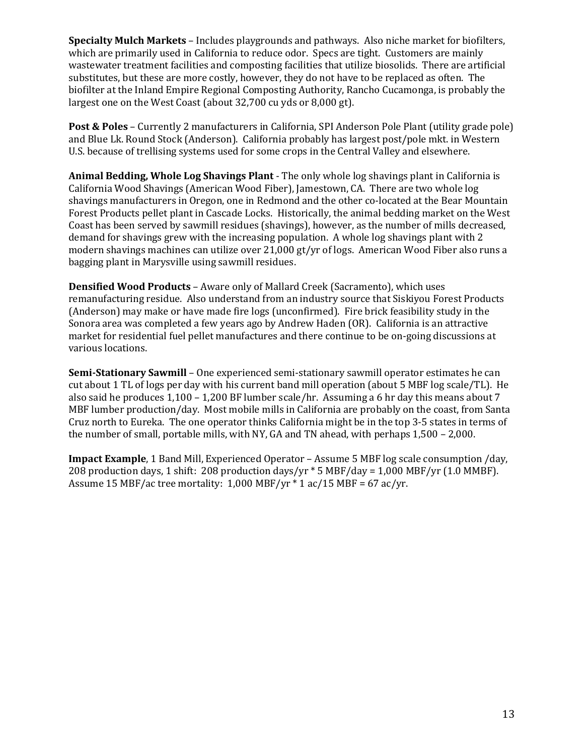**Specialty Mulch Markets** – Includes playgrounds and pathways. Also niche market for biofilters, which are primarily used in California to reduce odor. Specs are tight. Customers are mainly wastewater treatment facilities and composting facilities that utilize biosolids. There are artificial substitutes, but these are more costly, however, they do not have to be replaced as often. The biofilter at the Inland Empire Regional Composting Authority, Rancho Cucamonga, is probably the largest one on the West Coast (about 32,700 cu yds or 8,000 gt).

**Post & Poles** – Currently 2 manufacturers in California, SPI Anderson Pole Plant (utility grade pole) and Blue Lk. Round Stock (Anderson). California probably has largest post/pole mkt. in Western U.S. because of trellising systems used for some crops in the Central Valley and elsewhere.

**Animal Bedding, Whole Log Shavings Plant** - The only whole log shavings plant in California is California Wood Shavings (American Wood Fiber), Jamestown, CA. There are two whole log shavings manufacturers in Oregon, one in Redmond and the other co-located at the Bear Mountain Forest Products pellet plant in Cascade Locks. Historically, the animal bedding market on the West Coast has been served by sawmill residues (shavings), however, as the number of mills decreased, demand for shavings grew with the increasing population. A whole log shavings plant with 2 modern shavings machines can utilize over 21,000 gt/yr of logs. American Wood Fiber also runs a bagging plant in Marysville using sawmill residues.

**Densified Wood Products** – Aware only of Mallard Creek (Sacramento), which uses remanufacturing residue. Also understand from an industry source that Siskiyou Forest Products (Anderson) may make or have made fire logs (unconfirmed). Fire brick feasibility study in the Sonora area was completed a few years ago by Andrew Haden (OR). California is an attractive market for residential fuel pellet manufactures and there continue to be on-going discussions at various locations.

**Semi-Stationary Sawmill** – One experienced semi-stationary sawmill operator estimates he can cut about 1 TL of logs per day with his current band mill operation (about 5 MBF log scale/TL). He also said he produces 1,100 – 1,200 BF lumber scale/hr. Assuming a 6 hr day this means about 7 MBF lumber production/day. Most mobile mills in California are probably on the coast, from Santa Cruz north to Eureka. The one operator thinks California might be in the top 3-5 states in terms of the number of small, portable mills, with NY, GA and TN ahead, with perhaps 1,500 – 2,000.

**Impact Example**, 1 Band Mill, Experienced Operator – Assume 5 MBF log scale consumption /day, 208 production days, 1 shift: 208 production days/yr * 5 MBF/day = 1,000 MBF/yr (1.0 MMBF). Assume 15 MBF/ac tree mortality: 1,000 MBF/yr * 1 ac/15 MBF = 67 ac/yr.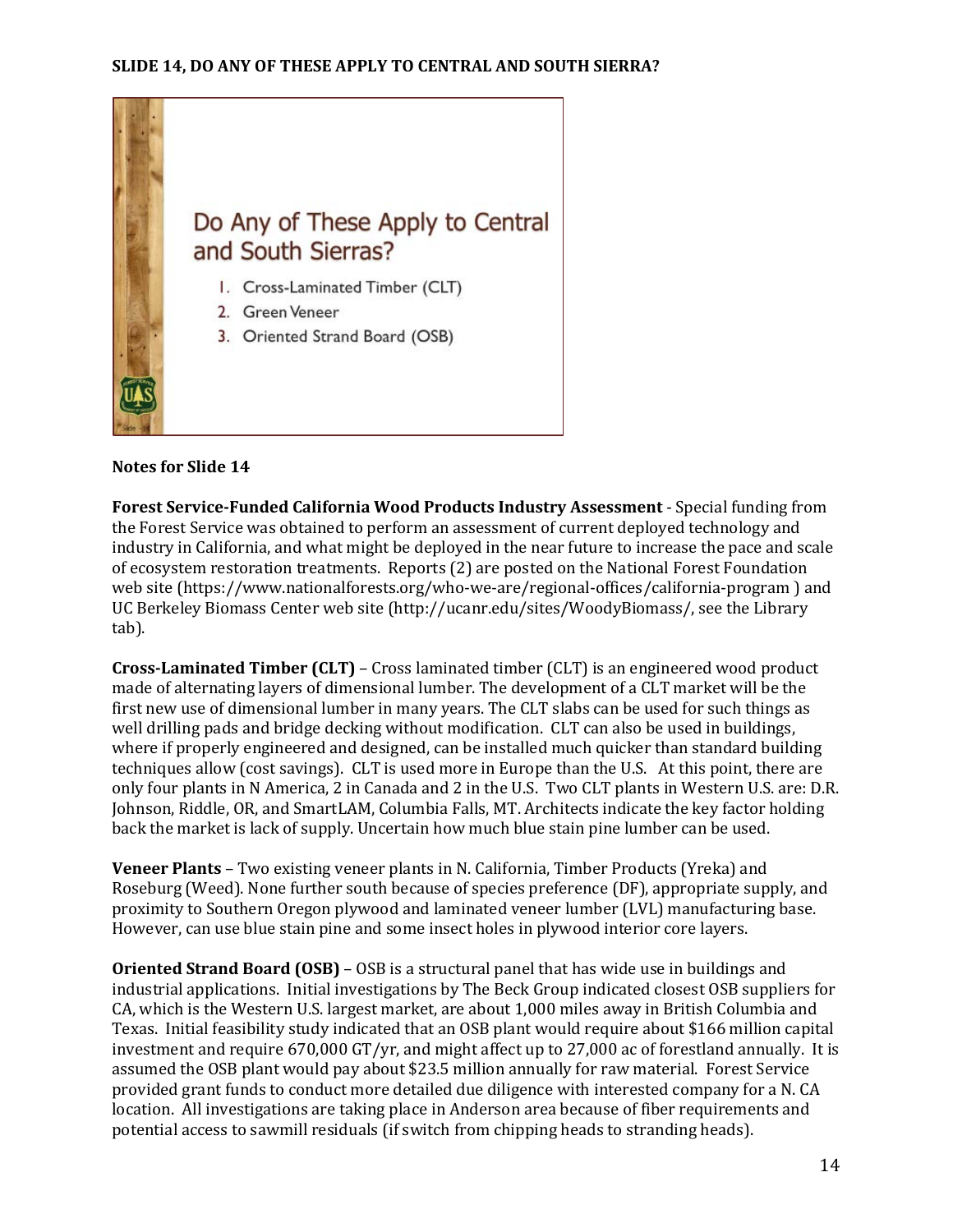## SLIDE 14, DO ANY OF THESE APPLY TO CENTRAL AND SOUTH SIERRA?

Do Any of These Apply to Central and South Sierras?

1. Cross-Laminated Timber (CLT)
2. Green Veneer
3. Oriented Strand Board (OSB)

### Notes for Slide 14

**Forest Service-Funded California Wood Products Industry Assessment** - Special funding from the Forest Service was obtained to perform an assessment of current deployed technology and industry in California, and what might be deployed in the near future to increase the pace and scale of ecosystem restoration treatments. Reports (2) are posted on the National Forest Foundation web site (https://www.nationalforests.org/who-we-are/regional-offices/california-program ) and UC Berkeley Biomass Center web site (http://ucanr.edu/sites/WoodyBiomass/, see the Library tab).

**Cross-Laminated Timber (CLT)** – Cross laminated timber (CLT) is an engineered wood product made of alternating layers of dimensional lumber. The development of a CLT market will be the first new use of dimensional lumber in many years. The CLT slabs can be used for such things as well drilling pads and bridge decking without modification. CLT can also be used in buildings, where if properly engineered and designed, can be installed much quicker than standard building techniques allow (cost savings). CLT is used more in Europe than the U.S. At this point, there are only four plants in N America, 2 in Canada and 2 in the U.S. Two CLT plants in Western U.S. are: D.R. Johnson, Riddle, OR, and SmartLAM, Columbia Falls, MT. Architects indicate the key factor holding back the market is lack of supply. Uncertain how much blue stain pine lumber can be used.

**Veneer Plants** – Two existing veneer plants in N. California, Timber Products (Yreka) and Roseburg (Weed). None further south because of species preference (DF), appropriate supply, and proximity to Southern Oregon plywood and laminated veneer lumber (LVL) manufacturing base. However, can use blue stain pine and some insect holes in plywood interior core layers.

**Oriented Strand Board (OSB)** – OSB is a structural panel that has wide use in buildings and industrial applications. Initial investigations by The Beck Group indicated closest OSB suppliers for CA, which is the Western U.S. largest market, are about 1,000 miles away in British Columbia and Texas. Initial feasibility study indicated that an OSB plant would require about $166 million capital investment and require 670,000 GT/yr, and might affect up to 27,000 ac of forestland annually. It is assumed the OSB plant would pay about $23.5 million annually for raw material. Forest Service provided grant funds to conduct more detailed due diligence with interested company for a N. CA location. All investigations are taking place in Anderson area because of fiber requirements and potential access to sawmill residuals (if switch from chipping heads to stranding heads).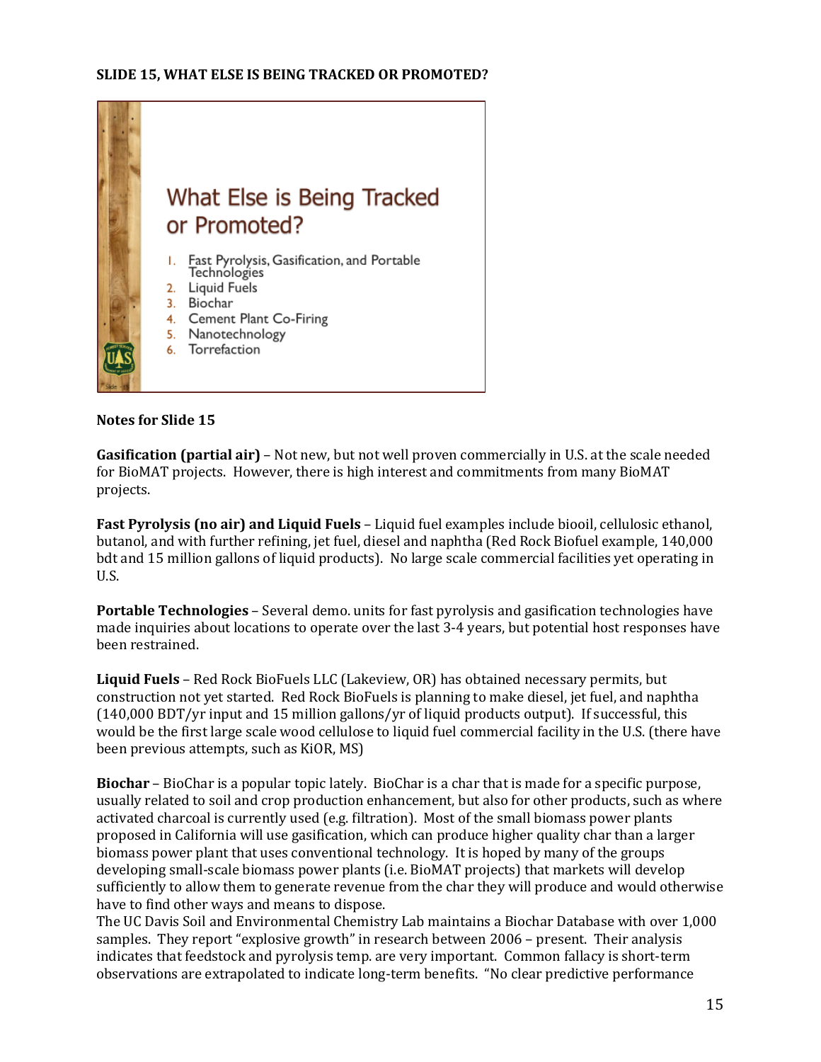**SLIDE 15, WHAT ELSE IS BEING TRACKED OR PROMOTED?**

What Else is Being Tracked or Promoted?

1. Fast Pyrolysis, Gasification, and Portable Technologies
2. Liquid Fuels
3. Biochar
4. Cement Plant Co-Firing
5. Nanotechnology
6. Torrefaction

**Notes for Slide 15**

**Gasification (partial air)** – Not new, but not well proven commercially in U.S. at the scale needed for BioMAT projects. However, there is high interest and commitments from many BioMAT projects.

**Fast Pyrolysis (no air) and Liquid Fuels** – Liquid fuel examples include biooil, cellulosic ethanol, butanol, and with further refining, jet fuel, diesel and naphtha (Red Rock Biofuel example, 140,000 bdt and 15 million gallons of liquid products). No large scale commercial facilities yet operating in U.S.

**Portable Technologies** – Several demo. units for fast pyrolysis and gasification technologies have made inquiries about locations to operate over the last 3-4 years, but potential host responses have been restrained.

**Liquid Fuels** – Red Rock BioFuels LLC (Lakeview, OR) has obtained necessary permits, but construction not yet started. Red Rock BioFuels is planning to make diesel, jet fuel, and naphtha (140,000 BDT/yr input and 15 million gallons/yr of liquid products output). If successful, this would be the first large scale wood cellulose to liquid fuel commercial facility in the U.S. (there have been previous attempts, such as KiOR, MS)

**Biochar** – BioChar is a popular topic lately. BioChar is a char that is made for a specific purpose, usually related to soil and crop production enhancement, but also for other products, such as where activated charcoal is currently used (e.g. filtration). Most of the small biomass power plants proposed in California will use gasification, which can produce higher quality char than a larger biomass power plant that uses conventional technology. It is hoped by many of the groups developing small-scale biomass power plants (i.e. BioMAT projects) that markets will develop sufficiently to allow them to generate revenue from the char they will produce and would otherwise have to find other ways and means to dispose.
The UC Davis Soil and Environmental Chemistry Lab maintains a Biochar Database with over 1,000 samples. They report "explosive growth" in research between 2006 – present. Their analysis indicates that feedstock and pyrolysis temp. are very important. Common fallacy is short-term observations are extrapolated to indicate long-term benefits. "No clear predictive performance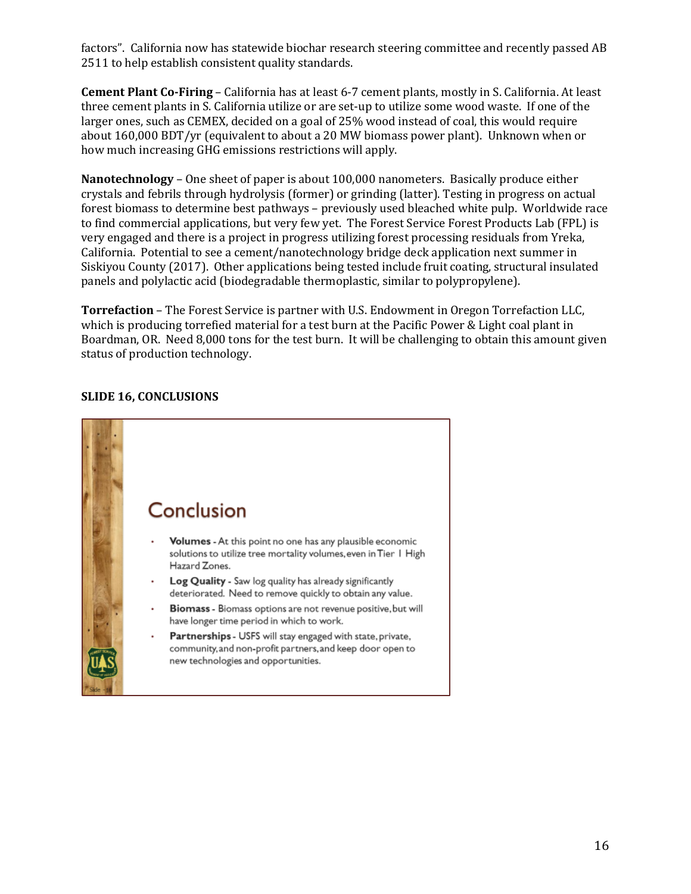factors". California now has statewide biochar research steering committee and recently passed AB 2511 to help establish consistent quality standards.

**Cement Plant Co-Firing** – California has at least 6-7 cement plants, mostly in S. California. At least three cement plants in S. California utilize or are set-up to utilize some wood waste. If one of the larger ones, such as CEMEX, decided on a goal of 25% wood instead of coal, this would require about 160,000 BDT/yr (equivalent to about a 20 MW biomass power plant). Unknown when or how much increasing GHG emissions restrictions will apply.

**Nanotechnology** – One sheet of paper is about 100,000 nanometers. Basically produce either crystals and febrils through hydrolysis (former) or grinding (latter). Testing in progress on actual forest biomass to determine best pathways – previously used bleached white pulp. Worldwide race to find commercial applications, but very few yet. The Forest Service Forest Products Lab (FPL) is very engaged and there is a project in progress utilizing forest processing residuals from Yreka, California. Potential to see a cement/nanotechnology bridge deck application next summer in Siskiyou County (2017). Other applications being tested include fruit coating, structural insulated panels and polylactic acid (biodegradable thermoplastic, similar to polypropylene).

**Torrefaction** – The Forest Service is partner with U.S. Endowment in Oregon Torrefaction LLC, which is producing torrefied material for a test burn at the Pacific Power & Light coal plant in Boardman, OR. Need 8,000 tons for the test burn. It will be challenging to obtain this amount given status of production technology.

**SLIDE 16, CONCLUSIONS**

## Conclusion

- **Volumes** - At this point no one has any plausible economic solutions to utilize tree mortality volumes, even in Tier I High Hazard Zones.
- **Log Quality** - Saw log quality has already significantly deteriorated. Need to remove quickly to obtain any value.
- **Biomass** - Biomass options are not revenue positive, but will have longer time period in which to work.
- **Partnerships** - USFS will stay engaged with state, private, community, and non-profit partners, and keep door open to new technologies and opportunities.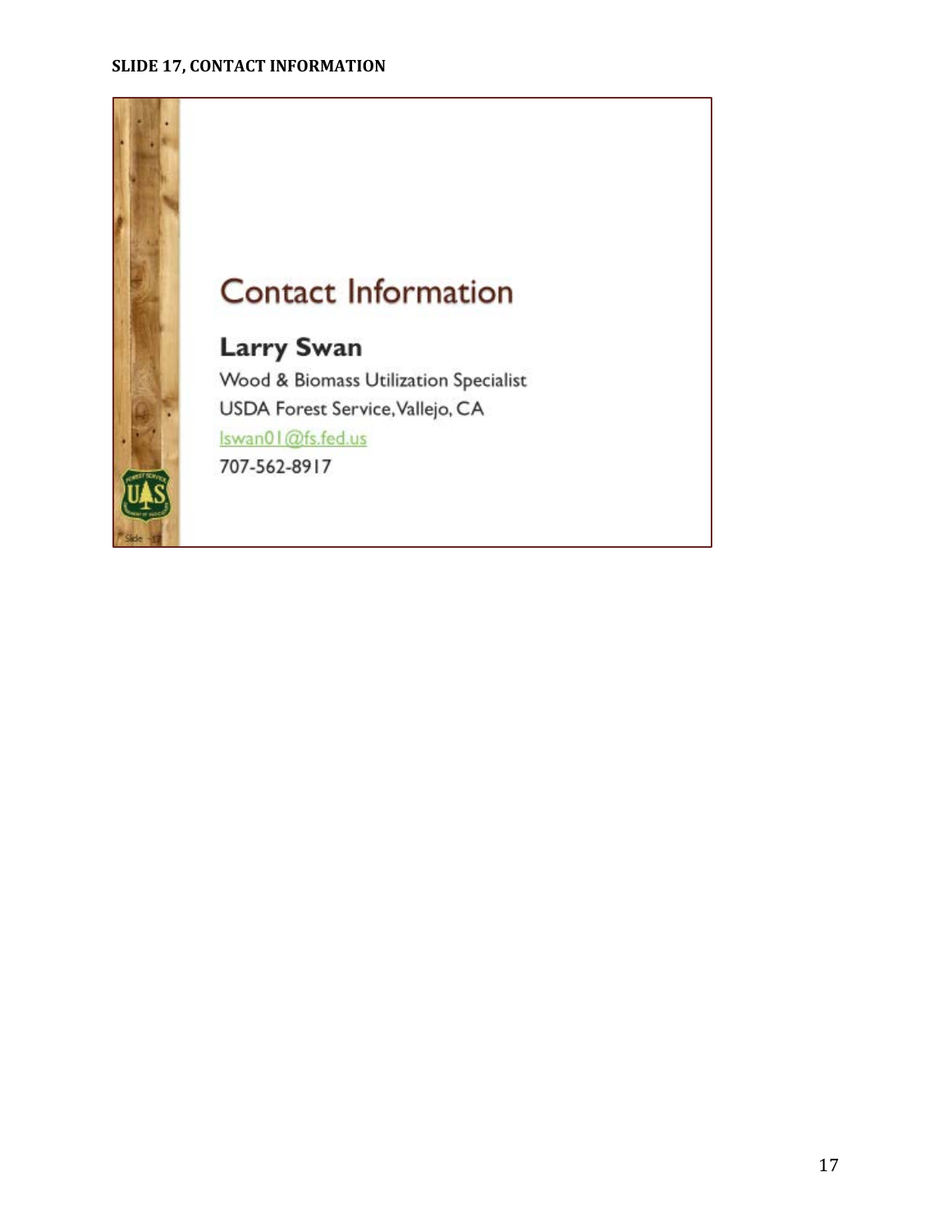**SLIDE 17, CONTACT INFORMATION**

## Contact Information

**Larry Swan**

Wood & Biomass Utilization Specialist

USDA Forest Service, Vallejo, CA

lswan01@fs.fed.us

707-562-8917